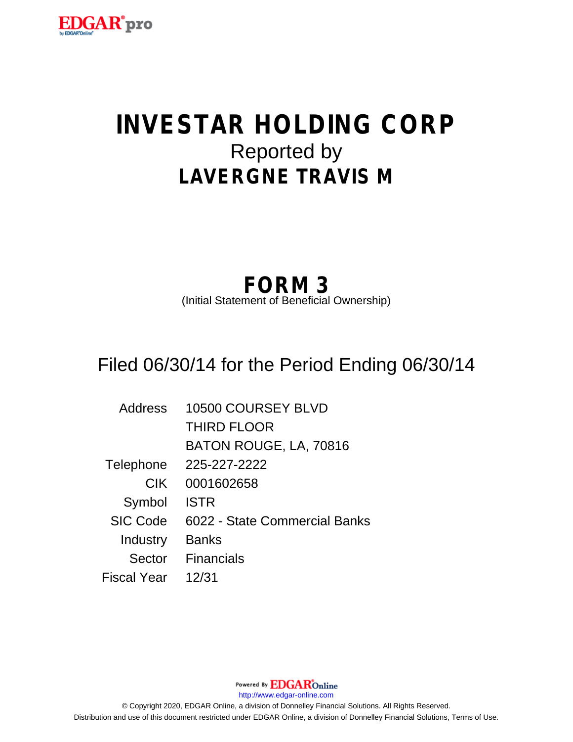EDGAR® pro
by EDGAR®Online

# INVESTAR HOLDING CORP

Reported by

## LAVERGNE TRAVIS M

## FORM 3

(Initial Statement of Beneficial Ownership)

Filed 06/30/14 for the Period Ending 06/30/14

| | |
|---|---|
| Address | 10500 COURSEY BLVD<br>THIRD FLOOR<br>BATON ROUGE, LA, 70816 |
| Telephone | 225-227-2222 |
| CIK | 0001602658 |
| Symbol | ISTR |
| SIC Code | 6022 - State Commercial Banks |
| Industry | Banks |
| Sector | Financials |
| Fiscal Year | 12/31 |

Powered By EDGAR®Online

http://www.edgar-online.com

© Copyright 2020, EDGAR Online, a division of Donnelley Financial Solutions. All Rights Reserved.

Distribution and use of this document restricted under EDGAR Online, a division of Donnelley Financial Solutions, Terms of Use.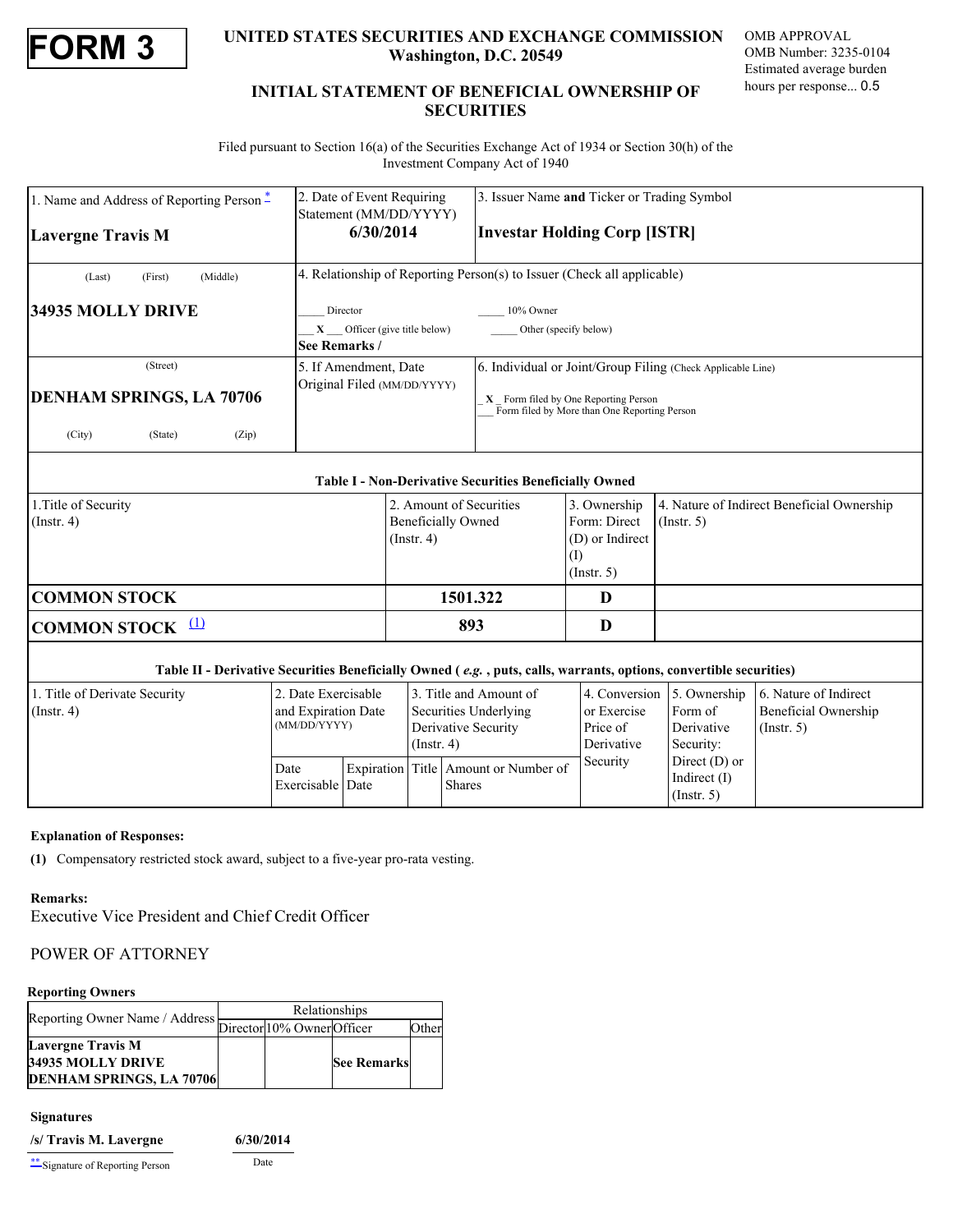# FORM 3

**UNITED STATES SECURITIES AND EXCHANGE COMMISSION**
**Washington, D.C. 20549**

OMB APPROVAL
OMB Number: 3235-0104
Estimated average burden
hours per response... 0.5

## INITIAL STATEMENT OF BENEFICIAL OWNERSHIP OF SECURITIES

Filed pursuant to Section 16(a) of the Securities Exchange Act of 1934 or Section 30(h) of the Investment Company Act of 1940

| 1. Name and Address of Reporting Person * | 2. Date of Event Requiring Statement (MM/DD/YYYY) | 3. Issuer Name **and** Ticker or Trading Symbol |
|---|---|---|
| **Lavergne Travis M** | **6/30/2014** | **Investar Holding Corp [ISTR]** |
| (Last) (First) (Middle) **34935 MOLLY DRIVE** | 4. Relationship of Reporting Person(s) to Issuer (Check all applicable) ____ Director ____ 10% Owner __X__ Officer (give title below) ____ Other (specify below) **See Remarks /** | |
| (Street) **DENHAM SPRINGS, LA 70706** (City) (State) (Zip) | 5. If Amendment, Date Original Filed (MM/DD/YYYY) | 6. Individual or Joint/Group Filing (Check Applicable Line) _X_ Form filed by One Reporting Person ___ Form filed by More than One Reporting Person |

**Table I - Non-Derivative Securities Beneficially Owned**

| 1.Title of Security (Instr. 4) | 2. Amount of Securities Beneficially Owned (Instr. 4) | 3. Ownership Form: Direct (D) or Indirect (I) (Instr. 5) | 4. Nature of Indirect Beneficial Ownership (Instr. 5) |
|---|---|---|---|
| **COMMON STOCK** | **1501.322** | **D** | |
| **COMMON STOCK** (1) | **893** | **D** | |

**Table II - Derivative Securities Beneficially Owned (*e.g.*, puts, calls, warrants, options, convertible securities)**

| 1. Title of Derivate Security (Instr. 4) | 2. Date Exercisable and Expiration Date (MM/DD/YYYY) | | 3. Title and Amount of Securities Underlying Derivative Security (Instr. 4) | | 4. Conversion or Exercise Price of Derivative Security | 5. Ownership Form of Derivative Security: Direct (D) or Indirect (I) (Instr. 5) | 6. Nature of Indirect Beneficial Ownership (Instr. 5) |
|---|---|---|---|---|---|---|---|
| | Date Exercisable | Expiration Date | Title | Amount or Number of Shares | | | |

**Explanation of Responses:**

**(1)** Compensatory restricted stock award, subject to a five-year pro-rata vesting.

**Remarks:**

Executive Vice President and Chief Credit Officer

POWER OF ATTORNEY

**Reporting Owners**

| Reporting Owner Name / Address | Relationships | | | |
|---|---|---|---|---|
| | Director | 10% Owner | Officer | Other |
| **Lavergne Travis M 34935 MOLLY DRIVE DENHAM SPRINGS, LA 70706** | | | **See Remarks** | |

**Signatures**

| **/s/ Travis M. Lavergne** | **6/30/2014** |
|---|---|
| ** Signature of Reporting Person | Date |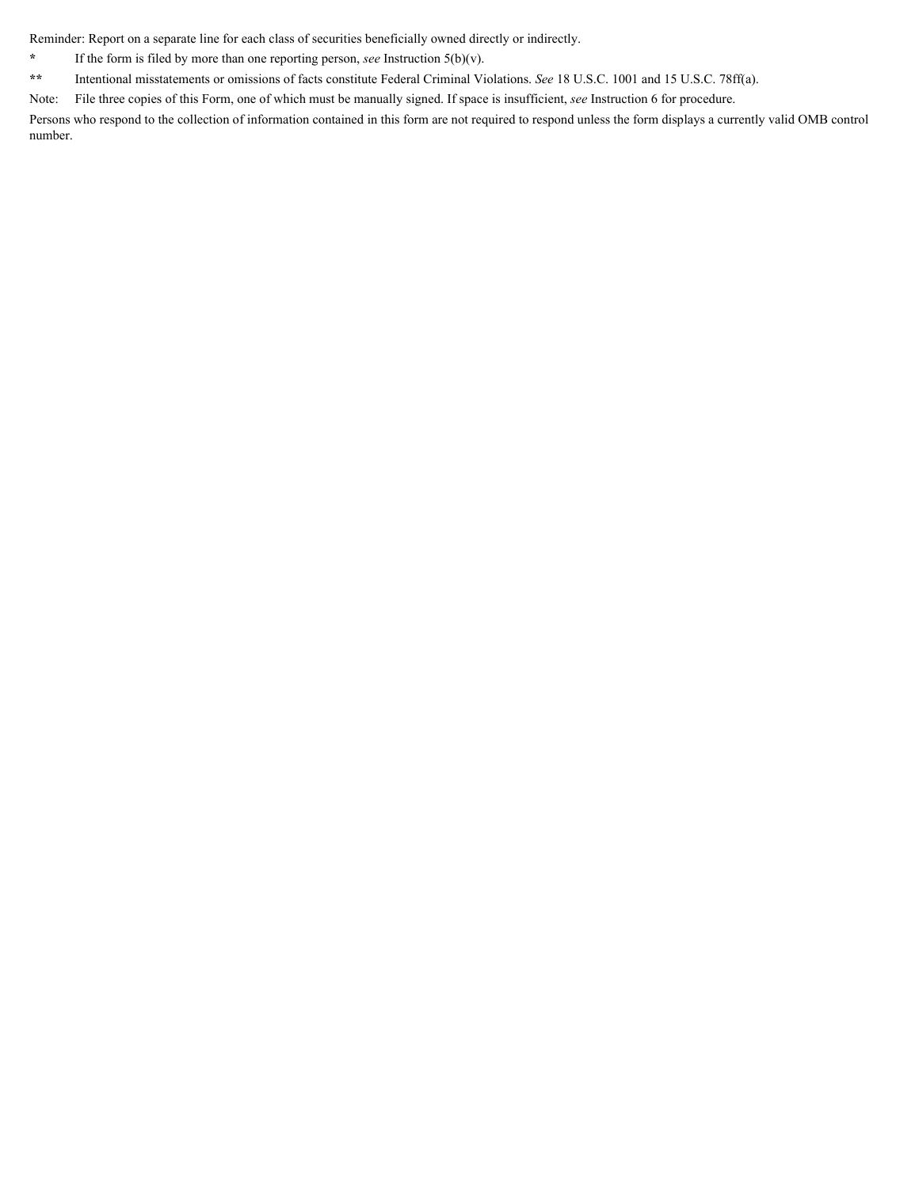Reminder: Report on a separate line for each class of securities beneficially owned directly or indirectly.

* If the form is filed by more than one reporting person, *see* Instruction 5(b)(v).

** Intentional misstatements or omissions of facts constitute Federal Criminal Violations. *See* 18 U.S.C. 1001 and 15 U.S.C. 78ff(a).

Note: File three copies of this Form, one of which must be manually signed. If space is insufficient, *see* Instruction 6 for procedure.

Persons who respond to the collection of information contained in this form are not required to respond unless the form displays a currently valid OMB control number.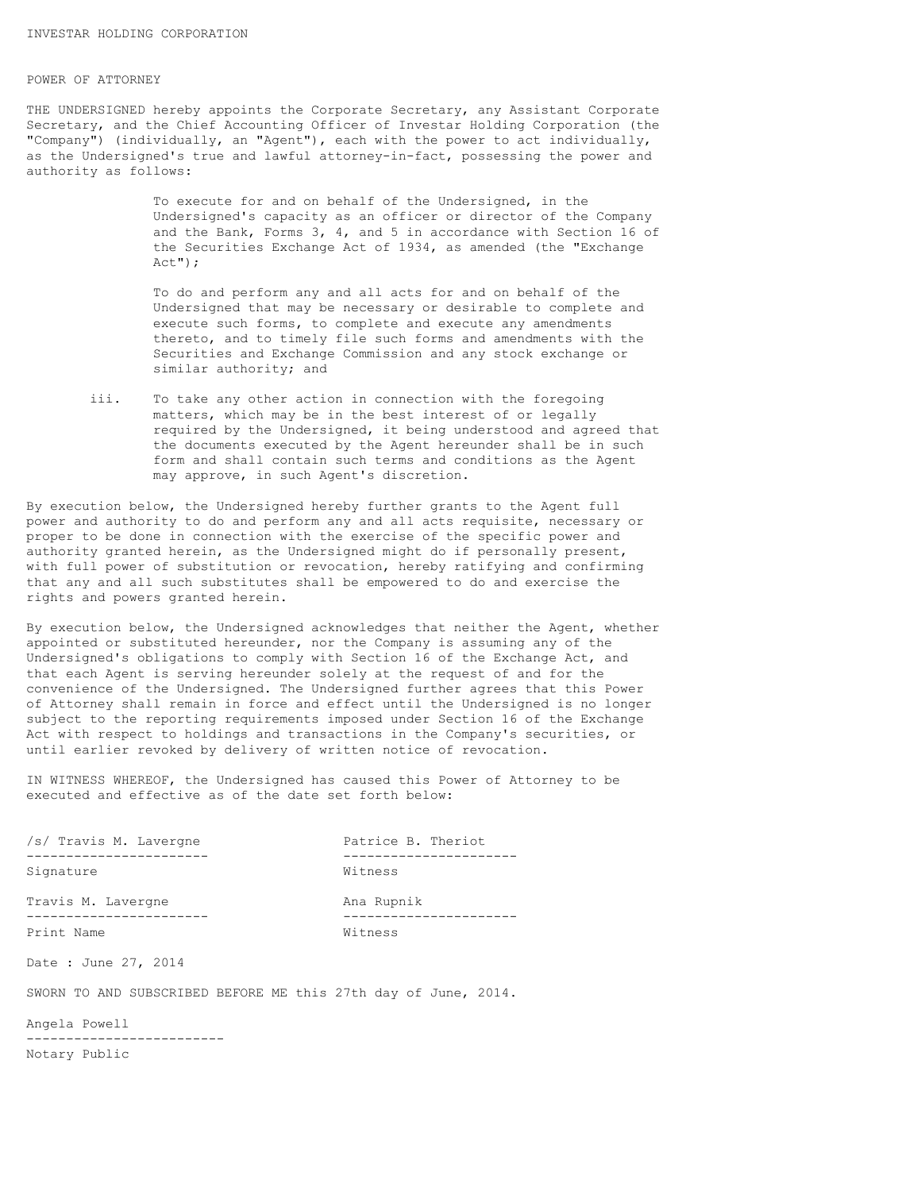INVESTAR HOLDING CORPORATION

POWER OF ATTORNEY

THE UNDERSIGNED hereby appoints the Corporate Secretary, any Assistant Corporate Secretary, and the Chief Accounting Officer of Investar Holding Corporation (the "Company") (individually, an "Agent"), each with the power to act individually, as the Undersigned's true and lawful attorney-in-fact, possessing the power and authority as follows:

To execute for and on behalf of the Undersigned, in the Undersigned's capacity as an officer or director of the Company and the Bank, Forms 3, 4, and 5 in accordance with Section 16 of the Securities Exchange Act of 1934, as amended (the "Exchange Act");

To do and perform any and all acts for and on behalf of the Undersigned that may be necessary or desirable to complete and execute such forms, to complete and execute any amendments thereto, and to timely file such forms and amendments with the Securities and Exchange Commission and any stock exchange or similar authority; and

iii. To take any other action in connection with the foregoing matters, which may be in the best interest of or legally required by the Undersigned, it being understood and agreed that the documents executed by the Agent hereunder shall be in such form and shall contain such terms and conditions as the Agent may approve, in such Agent's discretion.

By execution below, the Undersigned hereby further grants to the Agent full power and authority to do and perform any and all acts requisite, necessary or proper to be done in connection with the exercise of the specific power and authority granted herein, as the Undersigned might do if personally present, with full power of substitution or revocation, hereby ratifying and confirming that any and all such substitutes shall be empowered to do and exercise the rights and powers granted herein.

By execution below, the Undersigned acknowledges that neither the Agent, whether appointed or substituted hereunder, nor the Company is assuming any of the Undersigned's obligations to comply with Section 16 of the Exchange Act, and that each Agent is serving hereunder solely at the request of and for the convenience of the Undersigned. The Undersigned further agrees that this Power of Attorney shall remain in force and effect until the Undersigned is no longer subject to the reporting requirements imposed under Section 16 of the Exchange Act with respect to holdings and transactions in the Company's securities, or until earlier revoked by delivery of written notice of revocation.

IN WITNESS WHEREOF, the Undersigned has caused this Power of Attorney to be executed and effective as of the date set forth below:

| | |
|---|---|
| /s/ Travis M. Lavergne | Patrice B. Theriot |
| Signature | Witness |
| Travis M. Lavergne | Ana Rupnik |
| Print Name | Witness |

Date : June 27, 2014

SWORN TO AND SUBSCRIBED BEFORE ME this 27th day of June, 2014.

Angela Powell

Notary Public